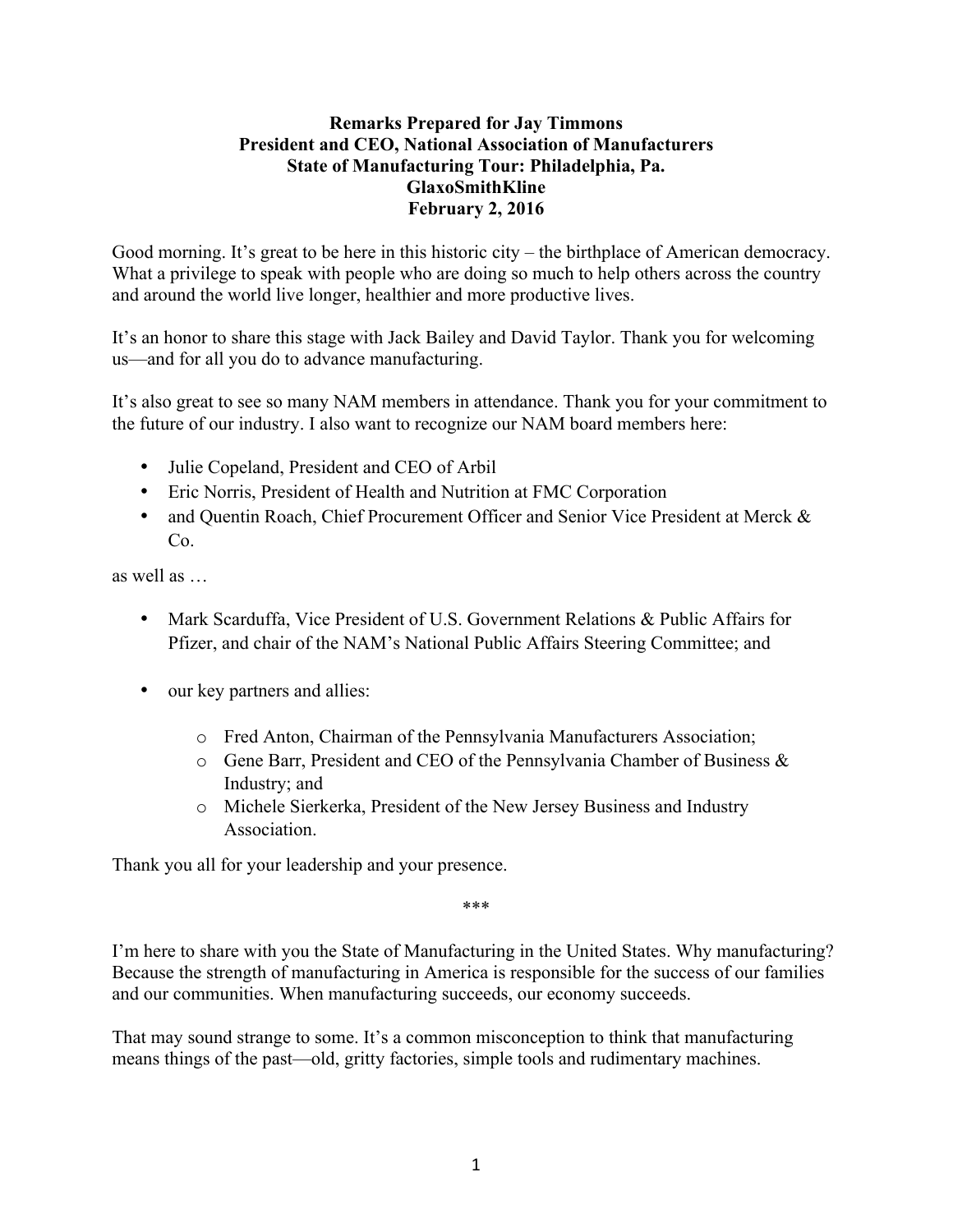**Remarks Prepared for Jay Timmons**
**President and CEO, National Association of Manufacturers**
**State of Manufacturing Tour: Philadelphia, Pa.**
**GlaxoSmithKline**
**February 2, 2016**

Good morning. It's great to be here in this historic city – the birthplace of American democracy. What a privilege to speak with people who are doing so much to help others across the country and around the world live longer, healthier and more productive lives.

It's an honor to share this stage with Jack Bailey and David Taylor. Thank you for welcoming us—and for all you do to advance manufacturing.

It's also great to see so many NAM members in attendance. Thank you for your commitment to the future of our industry. I also want to recognize our NAM board members here:

- Julie Copeland, President and CEO of Arbil
- Eric Norris, President of Health and Nutrition at FMC Corporation
- and Quentin Roach, Chief Procurement Officer and Senior Vice President at Merck & Co.

as well as …

- Mark Scarduffa, Vice President of U.S. Government Relations & Public Affairs for Pfizer, and chair of the NAM's National Public Affairs Steering Committee; and
- our key partners and allies:
    - Fred Anton, Chairman of the Pennsylvania Manufacturers Association;
    - Gene Barr, President and CEO of the Pennsylvania Chamber of Business & Industry; and
    - Michele Sierkerka, President of the New Jersey Business and Industry Association.

Thank you all for your leadership and your presence.

***

I'm here to share with you the State of Manufacturing in the United States. Why manufacturing? Because the strength of manufacturing in America is responsible for the success of our families and our communities. When manufacturing succeeds, our economy succeeds.

That may sound strange to some. It's a common misconception to think that manufacturing means things of the past—old, gritty factories, simple tools and rudimentary machines.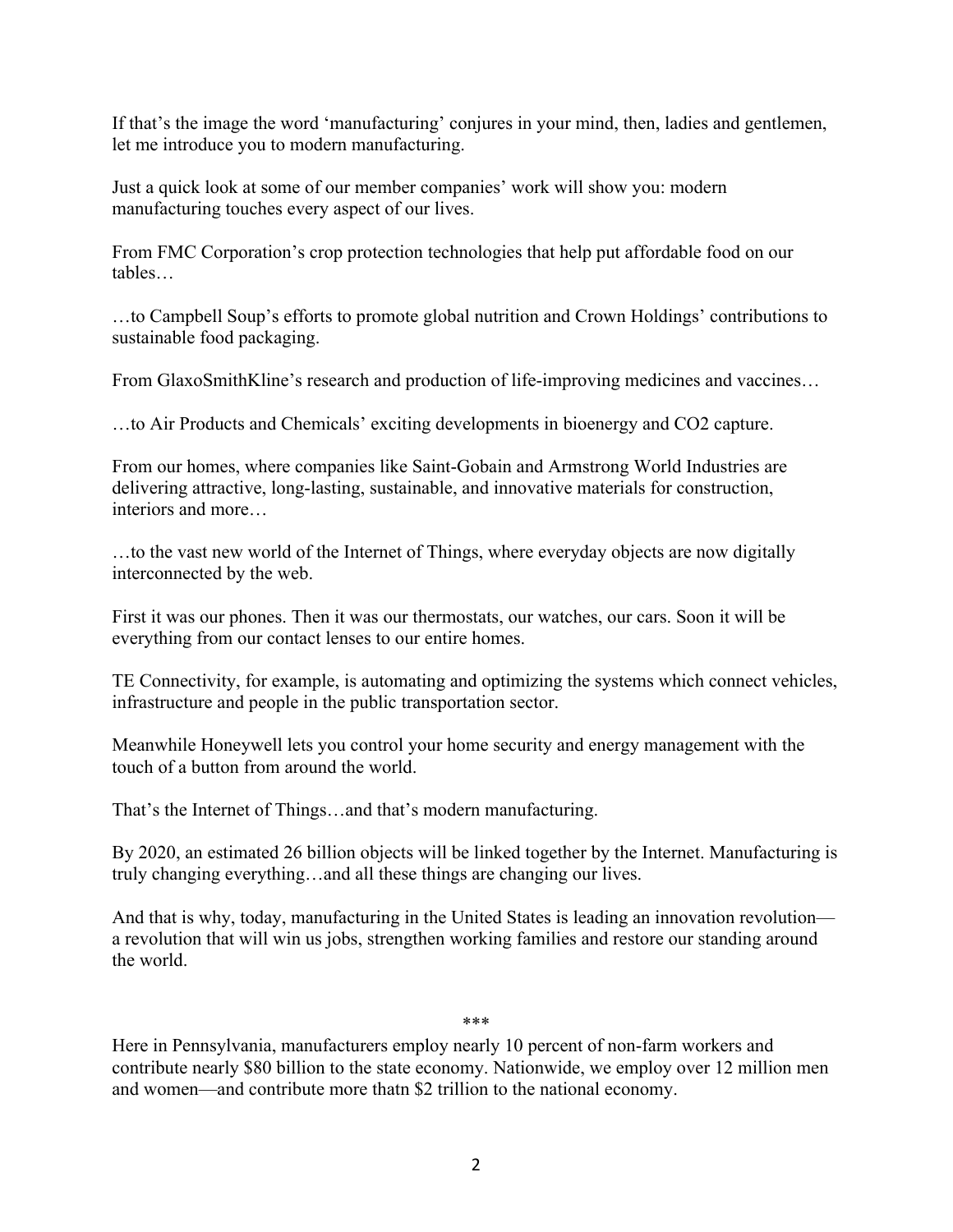If that's the image the word 'manufacturing' conjures in your mind, then, ladies and gentlemen, let me introduce you to modern manufacturing.

Just a quick look at some of our member companies' work will show you: modern manufacturing touches every aspect of our lives.

From FMC Corporation's crop protection technologies that help put affordable food on our tables…

…to Campbell Soup's efforts to promote global nutrition and Crown Holdings' contributions to sustainable food packaging.

From GlaxoSmithKline's research and production of life-improving medicines and vaccines…

…to Air Products and Chemicals' exciting developments in bioenergy and $CO_2$ capture.

From our homes, where companies like Saint-Gobain and Armstrong World Industries are delivering attractive, long-lasting, sustainable, and innovative materials for construction, interiors and more…

…to the vast new world of the Internet of Things, where everyday objects are now digitally interconnected by the web.

First it was our phones. Then it was our thermostats, our watches, our cars. Soon it will be everything from our contact lenses to our entire homes.

TE Connectivity, for example, is automating and optimizing the systems which connect vehicles, infrastructure and people in the public transportation sector.

Meanwhile Honeywell lets you control your home security and energy management with the touch of a button from around the world.

That's the Internet of Things…and that's modern manufacturing.

By 2020, an estimated 26 billion objects will be linked together by the Internet. Manufacturing is truly changing everything…and all these things are changing our lives.

And that is why, today, manufacturing in the United States is leading an innovation revolution—a revolution that will win us jobs, strengthen working families and restore our standing around the world.

***

Here in Pennsylvania, manufacturers employ nearly 10 percent of non-farm workers and contribute nearly $80 billion to the state economy. Nationwide, we employ over 12 million men and women—and contribute more thatn $2 trillion to the national economy.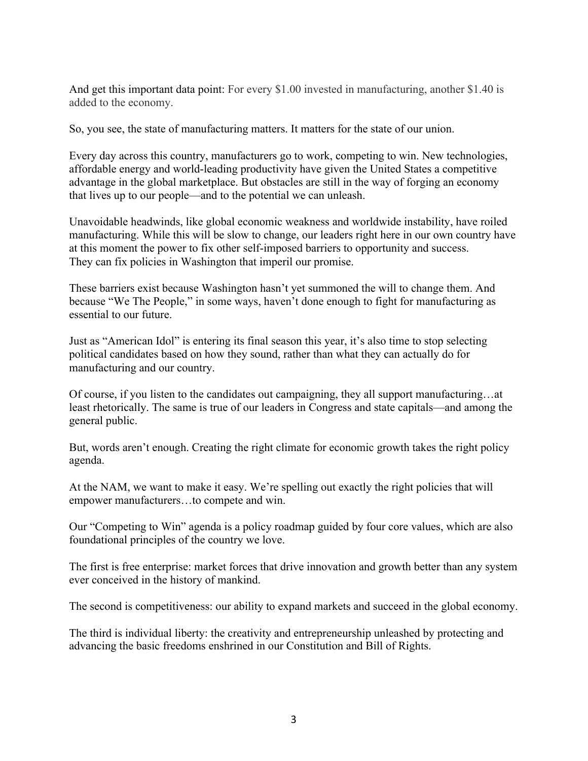And get this important data point: For every $1.00 invested in manufacturing, another $1.40 is added to the economy.

So, you see, the state of manufacturing matters. It matters for the state of our union.

Every day across this country, manufacturers go to work, competing to win. New technologies, affordable energy and world-leading productivity have given the United States a competitive advantage in the global marketplace. But obstacles are still in the way of forging an economy that lives up to our people—and to the potential we can unleash.

Unavoidable headwinds, like global economic weakness and worldwide instability, have roiled manufacturing. While this will be slow to change, our leaders right here in our own country have at this moment the power to fix other self-imposed barriers to opportunity and success. They can fix policies in Washington that imperil our promise.

These barriers exist because Washington hasn't yet summoned the will to change them. And because "We The People," in some ways, haven't done enough to fight for manufacturing as essential to our future.

Just as "American Idol" is entering its final season this year, it's also time to stop selecting political candidates based on how they sound, rather than what they can actually do for manufacturing and our country.

Of course, if you listen to the candidates out campaigning, they all support manufacturing…at least rhetorically. The same is true of our leaders in Congress and state capitals—and among the general public.

But, words aren't enough. Creating the right climate for economic growth takes the right policy agenda.

At the NAM, we want to make it easy. We're spelling out exactly the right policies that will empower manufacturers…to compete and win.

Our "Competing to Win" agenda is a policy roadmap guided by four core values, which are also foundational principles of the country we love.

The first is free enterprise: market forces that drive innovation and growth better than any system ever conceived in the history of mankind.

The second is competitiveness: our ability to expand markets and succeed in the global economy.

The third is individual liberty: the creativity and entrepreneurship unleashed by protecting and advancing the basic freedoms enshrined in our Constitution and Bill of Rights.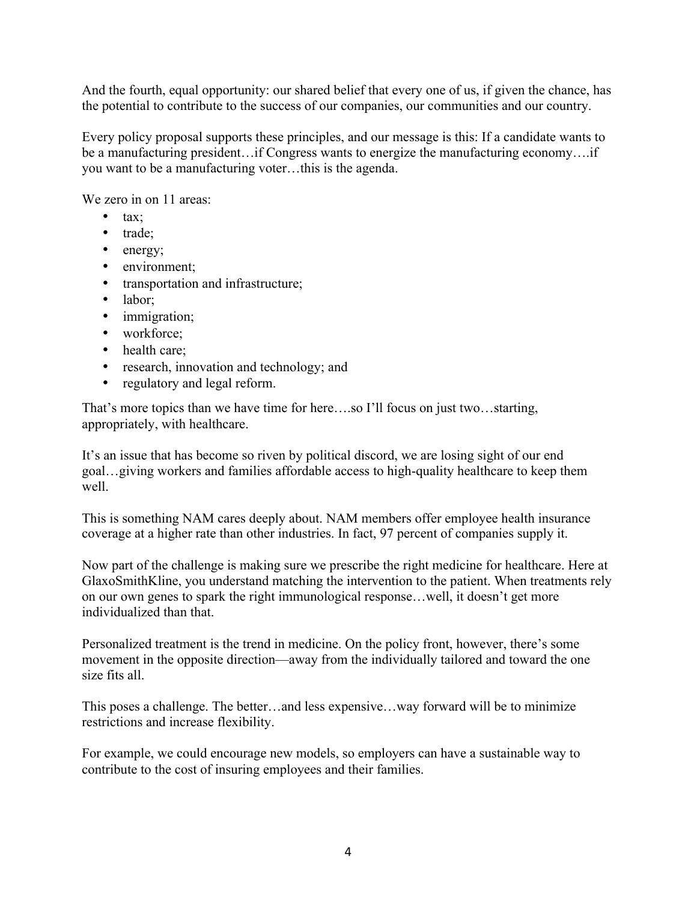And the fourth, equal opportunity: our shared belief that every one of us, if given the chance, has the potential to contribute to the success of our companies, our communities and our country.

Every policy proposal supports these principles, and our message is this: If a candidate wants to be a manufacturing president…if Congress wants to energize the manufacturing economy….if you want to be a manufacturing voter…this is the agenda.

We zero in on 11 areas:

- tax;
- trade;
- energy;
- environment;
- transportation and infrastructure;
- labor;
- immigration;
- workforce;
- health care;
- research, innovation and technology; and
- regulatory and legal reform.

That's more topics than we have time for here….so I'll focus on just two…starting, appropriately, with healthcare.

It's an issue that has become so riven by political discord, we are losing sight of our end goal…giving workers and families affordable access to high-quality healthcare to keep them well.

This is something NAM cares deeply about. NAM members offer employee health insurance coverage at a higher rate than other industries. In fact, 97 percent of companies supply it.

Now part of the challenge is making sure we prescribe the right medicine for healthcare. Here at GlaxoSmithKline, you understand matching the intervention to the patient. When treatments rely on our own genes to spark the right immunological response…well, it doesn't get more individualized than that.

Personalized treatment is the trend in medicine. On the policy front, however, there's some movement in the opposite direction—away from the individually tailored and toward the one size fits all.

This poses a challenge. The better…and less expensive…way forward will be to minimize restrictions and increase flexibility.

For example, we could encourage new models, so employers can have a sustainable way to contribute to the cost of insuring employees and their families.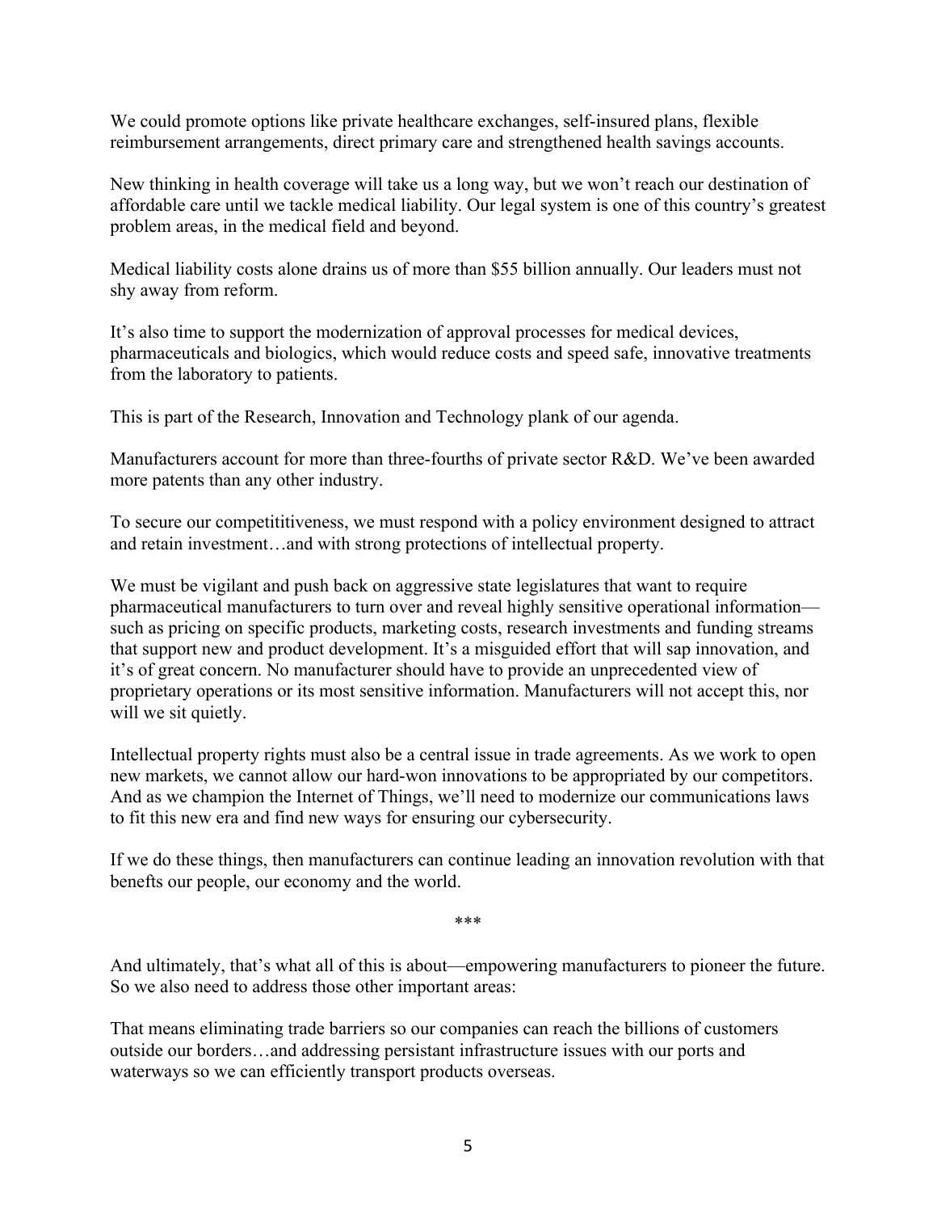We could promote options like private healthcare exchanges, self-insured plans, flexible reimbursement arrangements, direct primary care and strengthened health savings accounts.

New thinking in health coverage will take us a long way, but we won't reach our destination of affordable care until we tackle medical liability. Our legal system is one of this country's greatest problem areas, in the medical field and beyond.

Medical liability costs alone drains us of more than $55 billion annually. Our leaders must not shy away from reform.

It's also time to support the modernization of approval processes for medical devices, pharmaceuticals and biologics, which would reduce costs and speed safe, innovative treatments from the laboratory to patients.

This is part of the Research, Innovation and Technology plank of our agenda.

Manufacturers account for more than three-fourths of private sector R&D. We've been awarded more patents than any other industry.

To secure our competititiveness, we must respond with a policy environment designed to attract and retain investment…and with strong protections of intellectual property.

We must be vigilant and push back on aggressive state legislatures that want to require pharmaceutical manufacturers to turn over and reveal highly sensitive operational information—such as pricing on specific products, marketing costs, research investments and funding streams that support new and product development. It's a misguided effort that will sap innovation, and it's of great concern. No manufacturer should have to provide an unprecedented view of proprietary operations or its most sensitive information. Manufacturers will not accept this, nor will we sit quietly.

Intellectual property rights must also be a central issue in trade agreements. As we work to open new markets, we cannot allow our hard-won innovations to be appropriated by our competitors. And as we champion the Internet of Things, we'll need to modernize our communications laws to fit this new era and find new ways for ensuring our cybersecurity.

If we do these things, then manufacturers can continue leading an innovation revolution with that benefts our people, our economy and the world.

\*\*\*

And ultimately, that's what all of this is about—empowering manufacturers to pioneer the future. So we also need to address those other important areas:

That means eliminating trade barriers so our companies can reach the billions of customers outside our borders…and addressing persistant infrastructure issues with our ports and waterways so we can efficiently transport products overseas.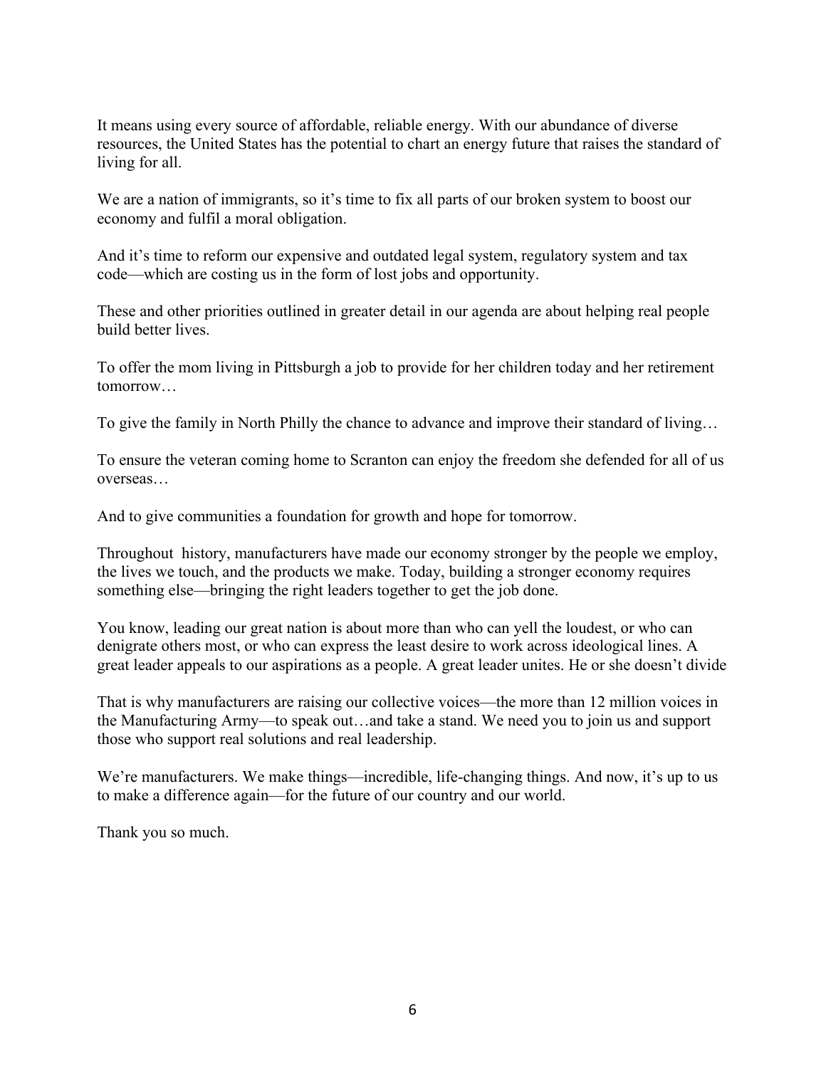It means using every source of affordable, reliable energy. With our abundance of diverse resources, the United States has the potential to chart an energy future that raises the standard of living for all.

We are a nation of immigrants, so it's time to fix all parts of our broken system to boost our economy and fulfil a moral obligation.

And it's time to reform our expensive and outdated legal system, regulatory system and tax code—which are costing us in the form of lost jobs and opportunity.

These and other priorities outlined in greater detail in our agenda are about helping real people build better lives.

To offer the mom living in Pittsburgh a job to provide for her children today and her retirement tomorrow…

To give the family in North Philly the chance to advance and improve their standard of living…

To ensure the veteran coming home to Scranton can enjoy the freedom she defended for all of us overseas…

And to give communities a foundation for growth and hope for tomorrow.

Throughout history, manufacturers have made our economy stronger by the people we employ, the lives we touch, and the products we make. Today, building a stronger economy requires something else—bringing the right leaders together to get the job done.

You know, leading our great nation is about more than who can yell the loudest, or who can denigrate others most, or who can express the least desire to work across ideological lines. A great leader appeals to our aspirations as a people. A great leader unites. He or she doesn't divide

That is why manufacturers are raising our collective voices—the more than 12 million voices in the Manufacturing Army—to speak out…and take a stand. We need you to join us and support those who support real solutions and real leadership.

We're manufacturers. We make things—incredible, life-changing things. And now, it's up to us to make a difference again—for the future of our country and our world.

Thank you so much.